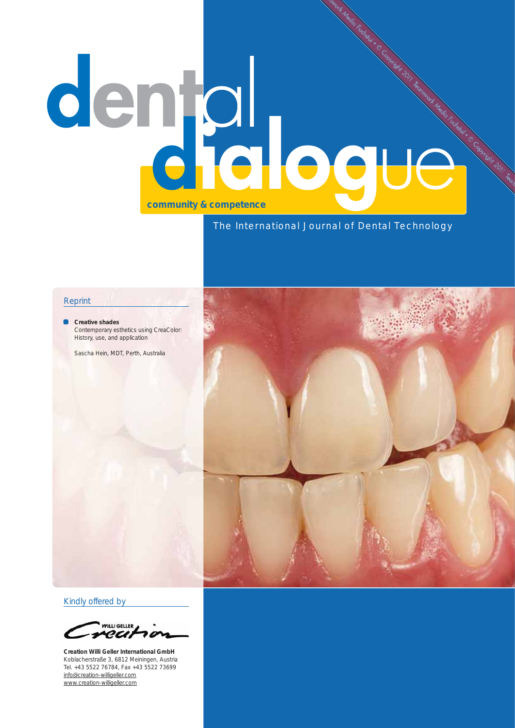# dental dialogue

**community & competence**

The International Journal of Dental Technology

## Reprint

- **Creative shades**
  Contemporary esthetics using CreaColor: History, use, and application

  Sascha Hein, MDT, Perth, Australia

## Kindly offered by

**Creation Willi Geller International GmbH**
Koblacherstraße 3, 6812 Meiningen, Austria
Tel. +43 5522 76784, Fax +43 5522 73699
info@creation-willigeller.com
www.creation-willigeller.com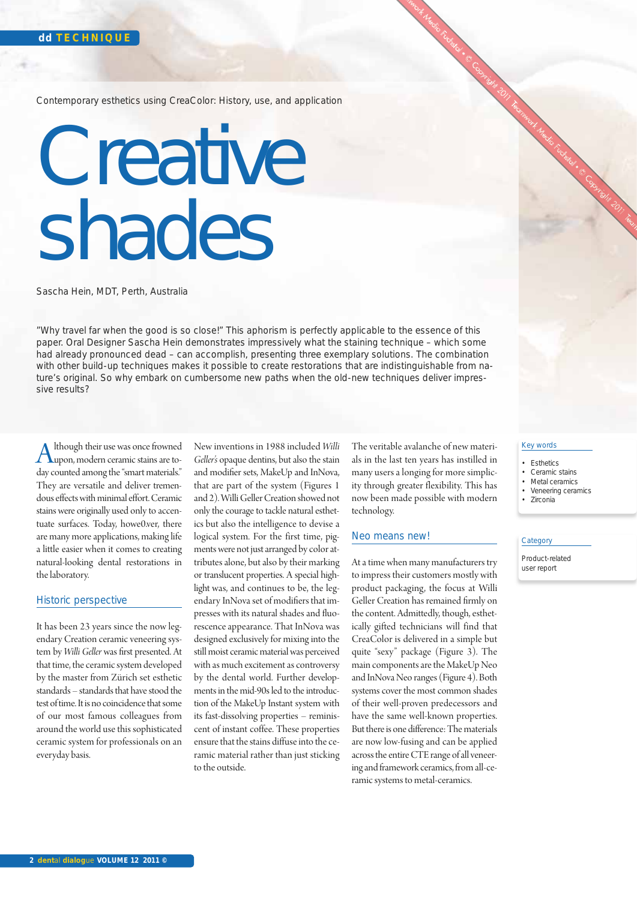Contemporary esthetics using CreaColor: History, use, and application

# Creative shades

Sascha Hein, MDT, Perth, Australia

"Why travel far when the good is so close!" This aphorism is perfectly applicable to the essence of this paper. Oral Designer Sascha Hein demonstrates impressively what the staining technique – which some had already pronounced dead – can accomplish, presenting three exemplary solutions. The combination with other build-up techniques makes it possible to create restorations that are indistinguishable from nature's original. So why embark on cumbersome new paths when the old-new techniques deliver impressive results?

Although their use was once frowned upon, modern ceramic stains are today counted among the "smart materials." They are versatile and deliver tremendous effects with minimal effort. Ceramic stains were originally used only to accentuate surfaces. Today, howe0ver, there are many more applications, making life a little easier when it comes to creating natural-looking dental restorations in the laboratory.

## Historic perspective

It has been 23 years since the now legendary Creation ceramic veneering system by *Willi Geller* was first presented. At that time, the ceramic system developed by the master from Zürich set esthetic standards – standards that have stood the test of time. It is no coincidence that some of our most famous colleagues from around the world use this sophisticated ceramic system for professionals on an everyday basis.

New inventions in 1988 included *Willi Geller's* opaque dentins, but also the stain and modifier sets, MakeUp and InNova, that are part of the system (Figures 1 and 2). Willi Geller Creation showed not only the courage to tackle natural esthetics but also the intelligence to devise a logical system. For the first time, pigments were not just arranged by color attributes alone, but also by their marking or translucent properties. A special highlight was, and continues to be, the legendary InNova set of modifiers that impresses with its natural shades and fluorescence appearance. That InNova was designed exclusively for mixing into the still moist ceramic material was perceived with as much excitement as controversy by the dental world. Further developments in the mid-90s led to the introduction of the MakeUp Instant system with its fast-dissolving properties – reminiscent of instant coffee. These properties ensure that the stains diffuse into the ceramic material rather than just sticking to the outside.

The veritable avalanche of new materials in the last ten years has instilled in many users a longing for more simplicity through greater flexibility. This has now been made possible with modern technology.

## Neo means new!

At a time when many manufacturers try to impress their customers mostly with product packaging, the focus at Willi Geller Creation has remained firmly on the content. Admittedly, though, esthetically gifted technicians will find that CreaColor is delivered in a simple but quite "sexy" package (Figure 3). The main components are the MakeUp Neo and InNova Neo ranges (Figure 4). Both systems cover the most common shades of their well-proven predecessors and have the same well-known properties. But there is one difference: The materials are now low-fusing and can be applied across the entire CTE range of all veneering and framework ceramics, from all-ceramic systems to metal-ceramics.

**Key words**

- Esthetics
- Ceramic stains
- Metal ceramics
- Veneering ceramics
- Zirconia

**Category**

Product-related user report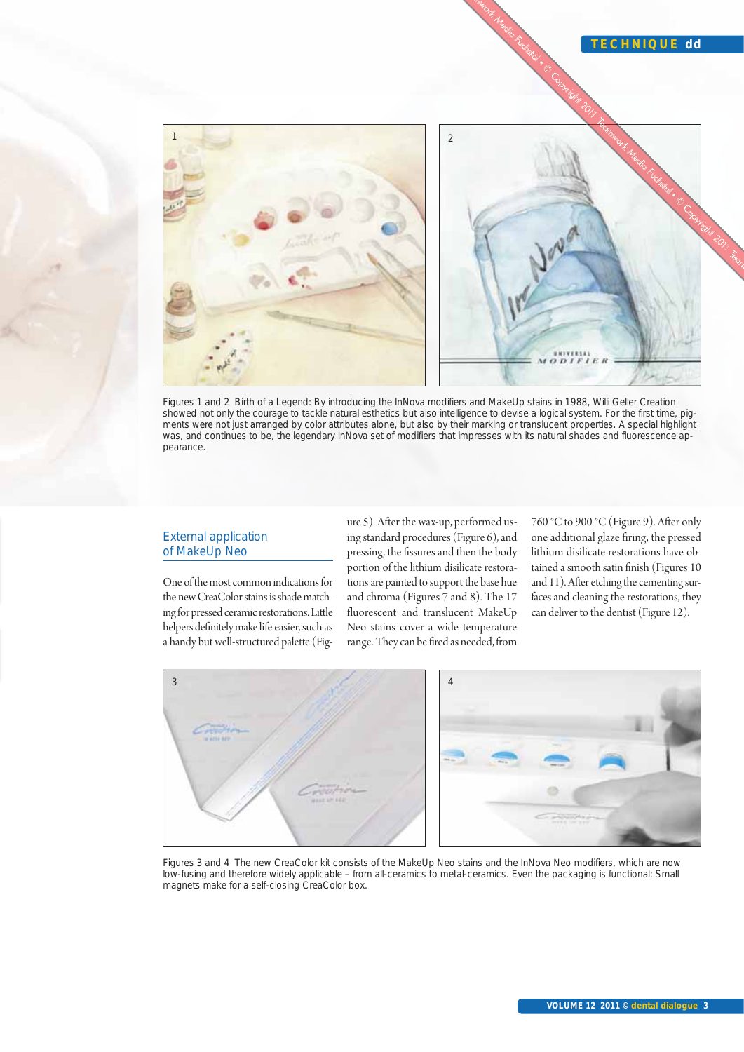Figures 1 and 2 Birth of a Legend: By introducing the InNova modifiers and MakeUp stains in 1988, Willi Geller Creation showed not only the courage to tackle natural esthetics but also intelligence to devise a logical system. For the first time, pigments were not just arranged by color attributes alone, but also by their marking or translucent properties. A special highlight was, and continues to be, the legendary InNova set of modifiers that impresses with its natural shades and fluorescence appearance.

## External application of MakeUp Neo

One of the most common indications for the new CreaColor stains is shade matching for pressed ceramic restorations. Little helpers definitely make life easier, such as a handy but well-structured palette (Figure 5). After the wax-up, performed using standard procedures (Figure 6), and pressing, the fissures and then the body portion of the lithium disilicate restorations are painted to support the base hue and chroma (Figures 7 and 8). The 17 fluorescent and translucent MakeUp Neo stains cover a wide temperature range. They can be fired as needed, from 760 °C to 900 °C (Figure 9). After only one additional glaze firing, the pressed lithium disilicate restorations have obtained a smooth satin finish (Figures 10 and 11). After etching the cementing surfaces and cleaning the restorations, they can deliver to the dentist (Figure 12).

Figures 3 and 4 The new CreaColor kit consists of the MakeUp Neo stains and the InNova Neo modifiers, which are now low-fusing and therefore widely applicable – from all-ceramics to metal-ceramics. Even the packaging is functional: Small magnets make for a self-closing CreaColor box.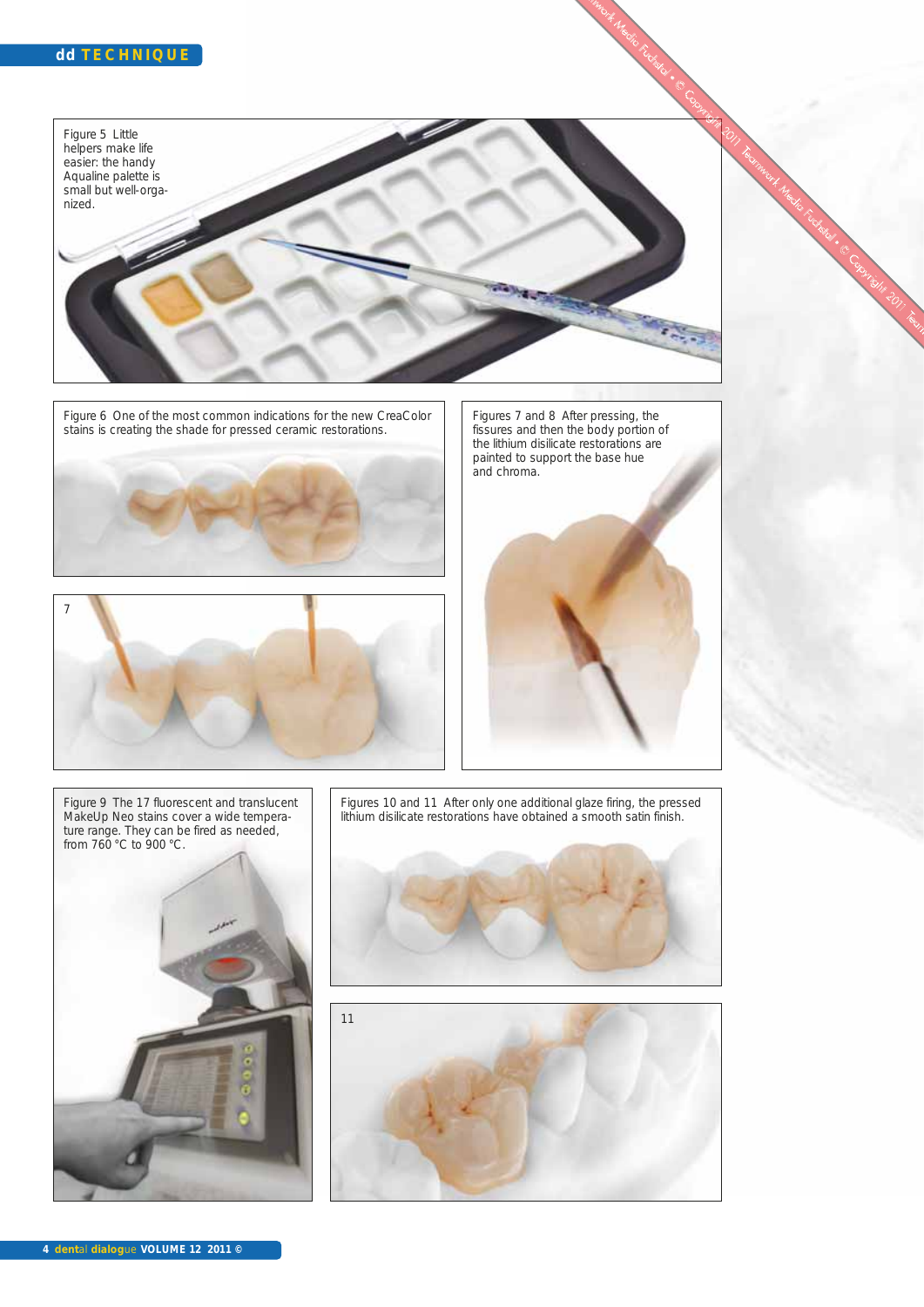Figure 5 Little helpers make life easier: the handy Aqualine palette is small but well-organized.

Figure 6 One of the most common indications for the new CreaColor stains is creating the shade for pressed ceramic restorations.

Figures 7 and 8 After pressing, the fissures and then the body portion of the lithium disilicate restorations are painted to support the base hue and chroma.

7

Figure 9 The 17 fluorescent and translucent MakeUp Neo stains cover a wide temperature range. They can be fired as needed, from 760 °C to 900 °C.

Figures 10 and 11 After only one additional glaze firing, the pressed lithium disilicate restorations have obtained a smooth satin finish.

11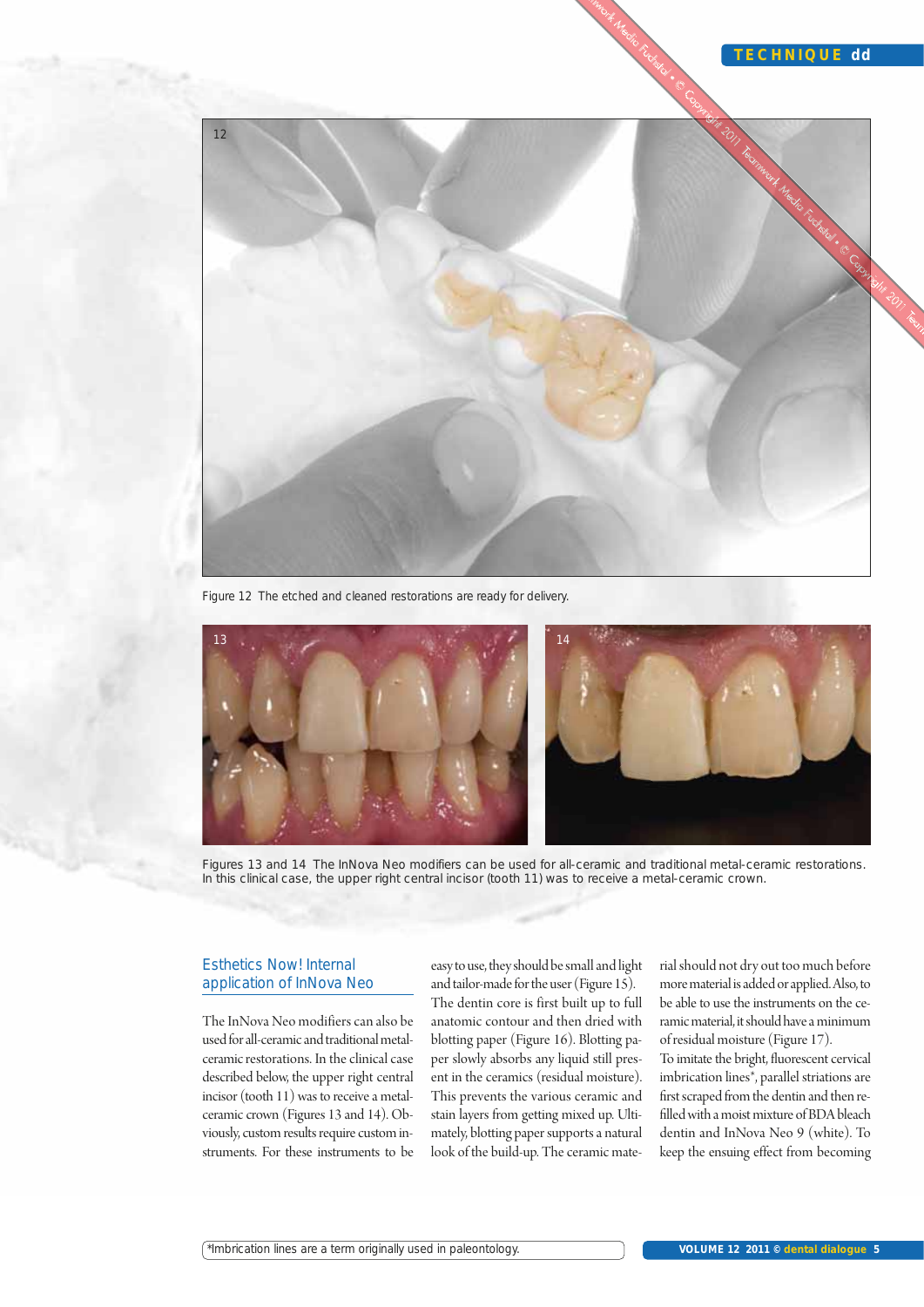Figure 12 The etched and cleaned restorations are ready for delivery.

Figures 13 and 14 The InNova Neo modifiers can be used for all-ceramic and traditional metal-ceramic restorations. In this clinical case, the upper right central incisor (tooth 11) was to receive a metal-ceramic crown.

## Esthetics Now! Internal application of InNova Neo

The InNova Neo modifiers can also be used for all-ceramic and traditional metal-ceramic restorations. In the clinical case described below, the upper right central incisor (tooth 11) was to receive a metal-ceramic crown (Figures 13 and 14). Obviously, custom results require custom instruments. For these instruments to be easy to use, they should be small and light and tailor-made for the user (Figure 15). The dentin core is first built up to full anatomic contour and then dried with blotting paper (Figure 16). Blotting paper slowly absorbs any liquid still present in the ceramics (residual moisture). This prevents the various ceramic and stain layers from getting mixed up. Ultimately, blotting paper supports a natural look of the build-up. The ceramic material should not dry out too much before more material is added or applied. Also, to be able to use the instruments on the ceramic material, it should have a minimum of residual moisture (Figure 17).

To imitate the bright, fluorescent cervical imbrication lines*, parallel striations are first scraped from the dentin and then refilled with a moist mixture of BDA bleach dentin and InNova Neo 9 (white). To keep the ensuing effect from becoming

*Imbrication lines are a term originally used in paleontology.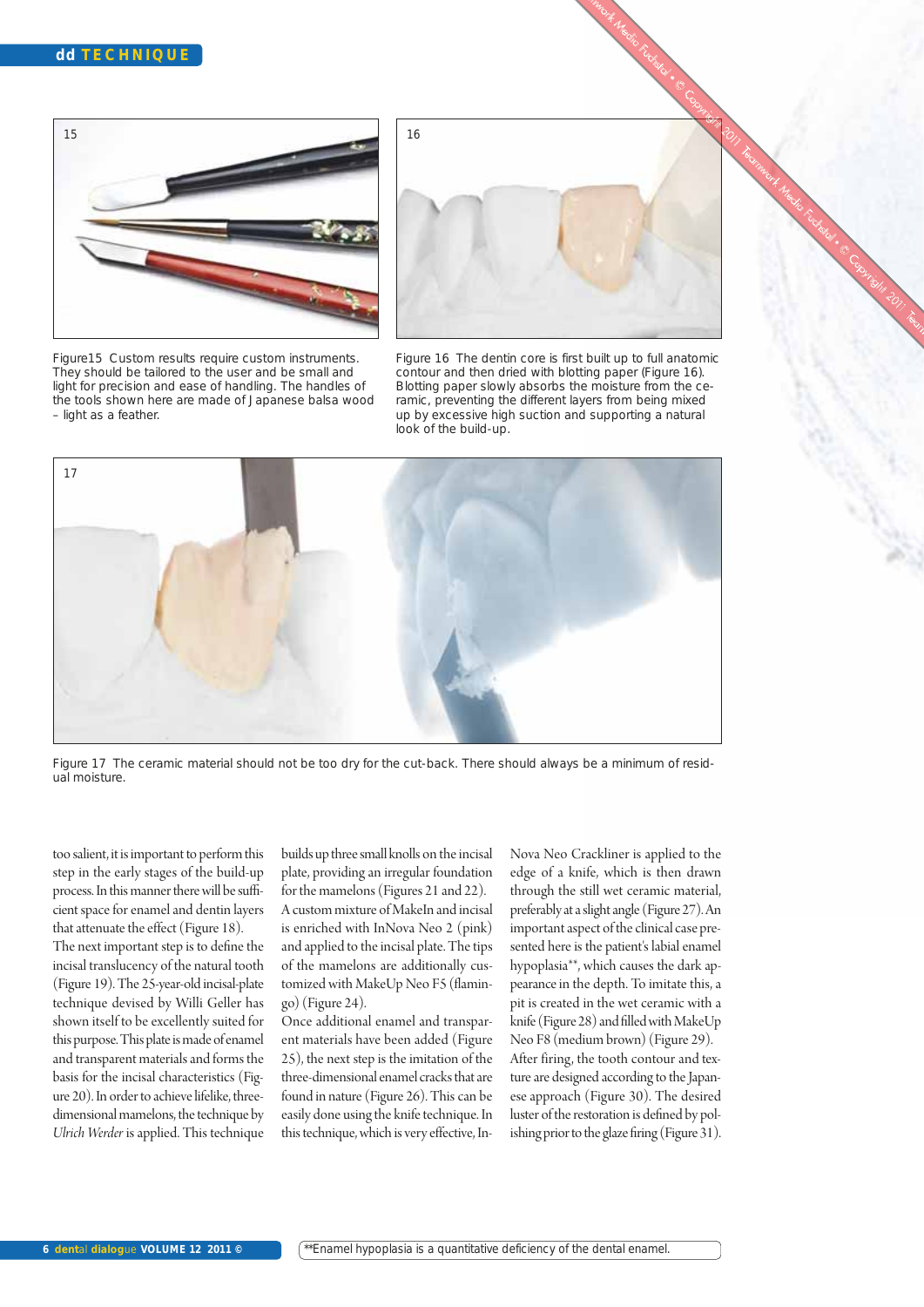Figure15 Custom results require custom instruments. They should be tailored to the user and be small and light for precision and ease of handling. The handles of the tools shown here are made of Japanese balsa wood – light as a feather.

Figure 16 The dentin core is first built up to full anatomic contour and then dried with blotting paper (Figure 16). Blotting paper slowly absorbs the moisture from the ceramic, preventing the different layers from being mixed up by excessive high suction and supporting a natural look of the build-up.

Figure 17 The ceramic material should not be too dry for the cut-back. There should always be a minimum of residual moisture.

too salient, it is important to perform this step in the early stages of the build-up process. In this manner there will be sufficient space for enamel and dentin layers that attenuate the effect (Figure 18).

The next important step is to define the incisal translucency of the natural tooth (Figure 19). The 25-year-old incisal-plate technique devised by Willi Geller has shown itself to be excellently suited for this purpose. This plate is made of enamel and transparent materials and forms the basis for the incisal characteristics (Figure 20). In order to achieve lifelike, three-dimensional mamelons, the technique by *Ulrich Werder* is applied. This technique builds up three small knolls on the incisal plate, providing an irregular foundation for the mamelons (Figures 21 and 22).

A custom mixture of MakeIn and incisal is enriched with InNova Neo 2 (pink) and applied to the incisal plate. The tips of the mamelons are additionally customized with MakeUp Neo F5 (flamingo) (Figure 24).

Once additional enamel and transparent materials have been added (Figure 25), the next step is the imitation of the three-dimensional enamel cracks that are found in nature (Figure 26). This can be easily done using the knife technique. In this technique, which is very effective, InNova Neo Crackliner is applied to the edge of a knife, which is then drawn through the still wet ceramic material, preferably at a slight angle (Figure 27). An important aspect of the clinical case presented here is the patient's labial enamel hypoplasia**, which causes the dark appearance in the depth. To imitate this, a pit is created in the wet ceramic with a knife (Figure 28) and filled with MakeUp Neo F8 (medium brown) (Figure 29).

After firing, the tooth contour and texture are designed according to the Japanese approach (Figure 30). The desired luster of the restoration is defined by polishing prior to the glaze firing (Figure 31).

**Enamel hypoplasia is a quantitative deficiency of the dental enamel.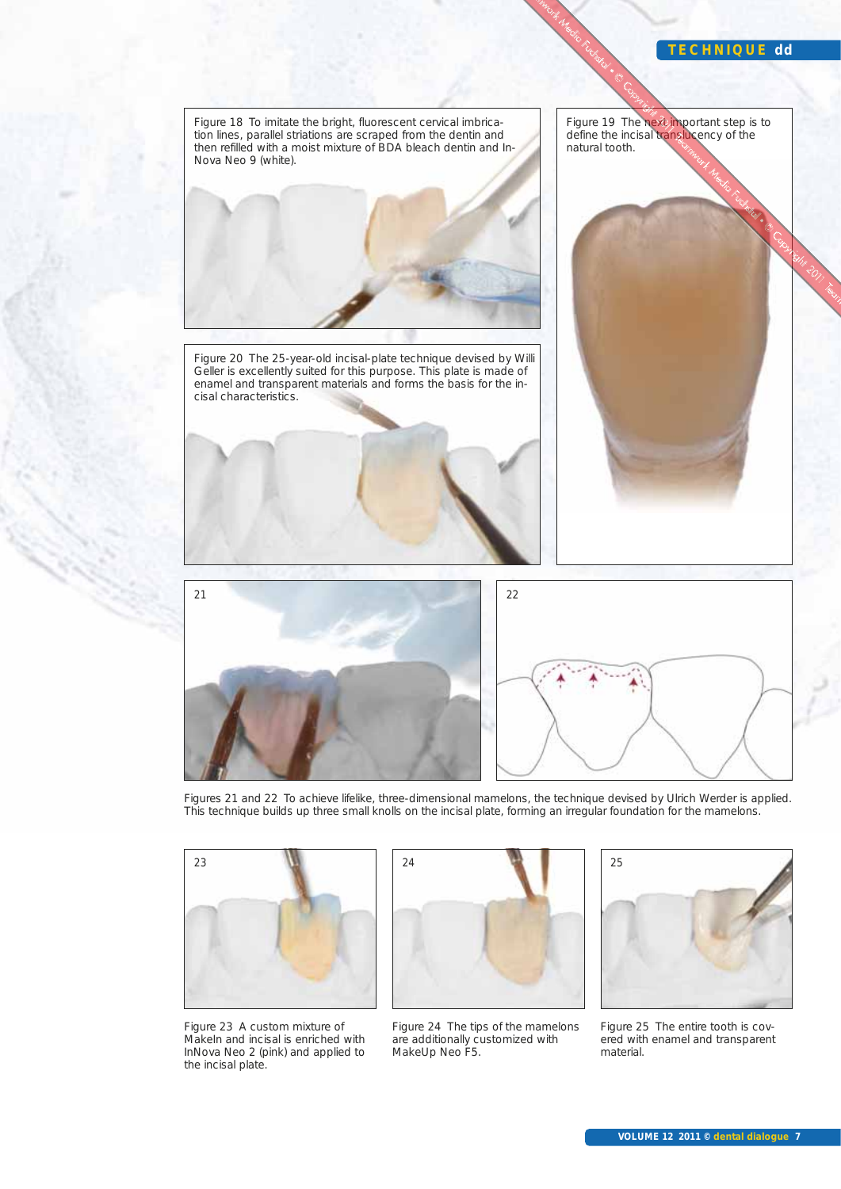Figure 18 To imitate the bright, fluorescent cervical imbrication lines, parallel striations are scraped from the dentin and then refilled with a moist mixture of BDA bleach dentin and InNova Neo 9 (white).

Figure 19 The next important step is to define the incisal translucency of the natural tooth.

Figure 20 The 25-year-old incisal-plate technique devised by Willi Geller is excellently suited for this purpose. This plate is made of enamel and transparent materials and forms the basis for the incisal characteristics.

21

22

Figures 21 and 22 To achieve lifelike, three-dimensional mamelons, the technique devised by Ulrich Werder is applied. This technique builds up three small knolls on the incisal plate, forming an irregular foundation for the mamelons.

23

Figure 23 A custom mixture of MakeIn and incisal is enriched with InNova Neo 2 (pink) and applied to the incisal plate.

24

Figure 24 The tips of the mamelons are additionally customized with MakeUp Neo F5.

25

Figure 25 The entire tooth is covered with enamel and transparent material.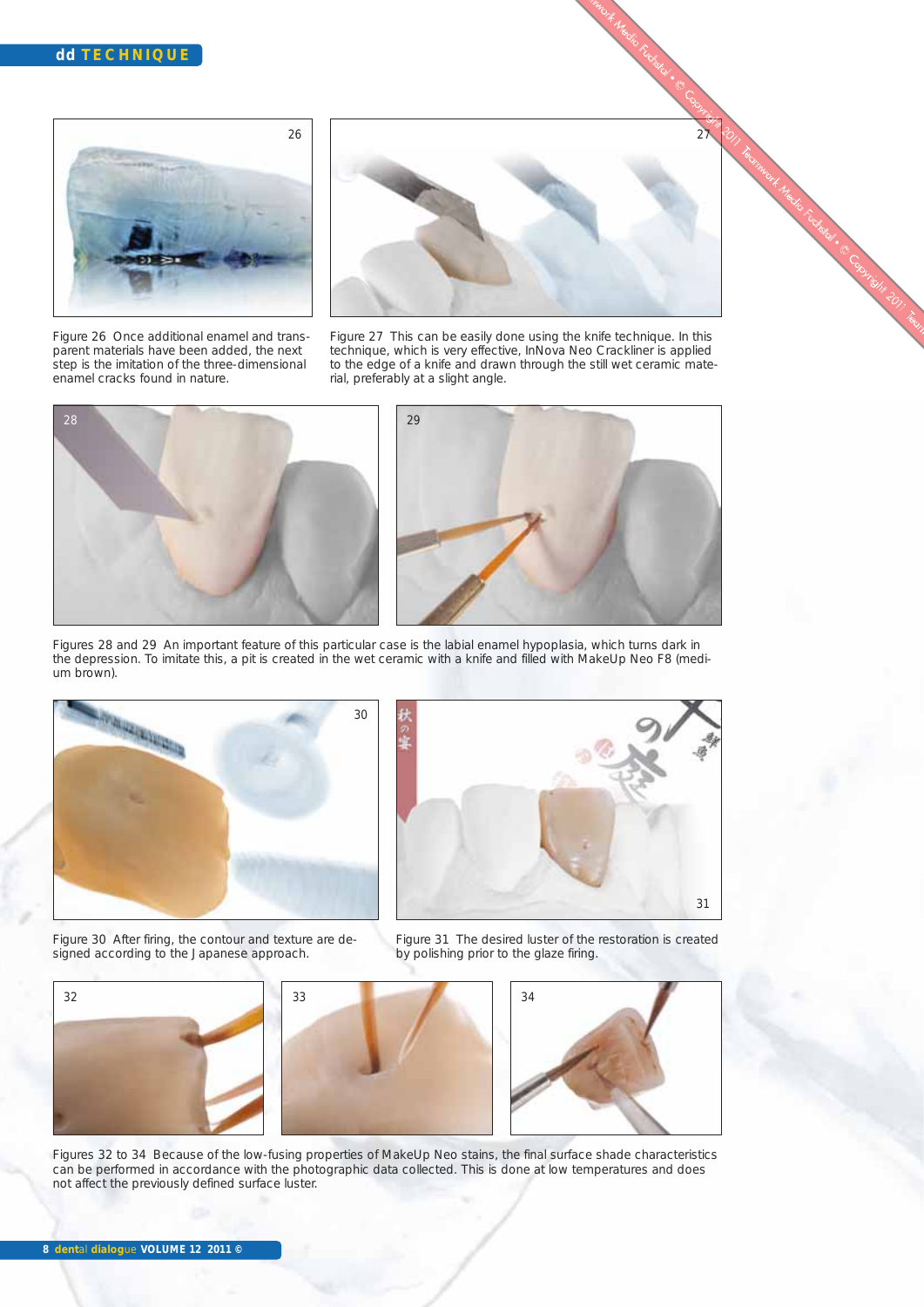Figure 26 Once additional enamel and transparent materials have been added, the next step is the imitation of the three-dimensional enamel cracks found in nature.

Figure 27 This can be easily done using the knife technique. In this technique, which is very effective, InNova Neo Crackliner is applied to the edge of a knife and drawn through the still wet ceramic material, preferably at a slight angle.

Figures 28 and 29 An important feature of this particular case is the labial enamel hypoplasia, which turns dark in the depression. To imitate this, a pit is created in the wet ceramic with a knife and filled with MakeUp Neo F8 (medium brown).

Figure 30 After firing, the contour and texture are designed according to the Japanese approach.

Figure 31 The desired luster of the restoration is created by polishing prior to the glaze firing.

Figures 32 to 34 Because of the low-fusing properties of MakeUp Neo stains, the final surface shade characteristics can be performed in accordance with the photographic data collected. This is done at low temperatures and does not affect the previously defined surface luster.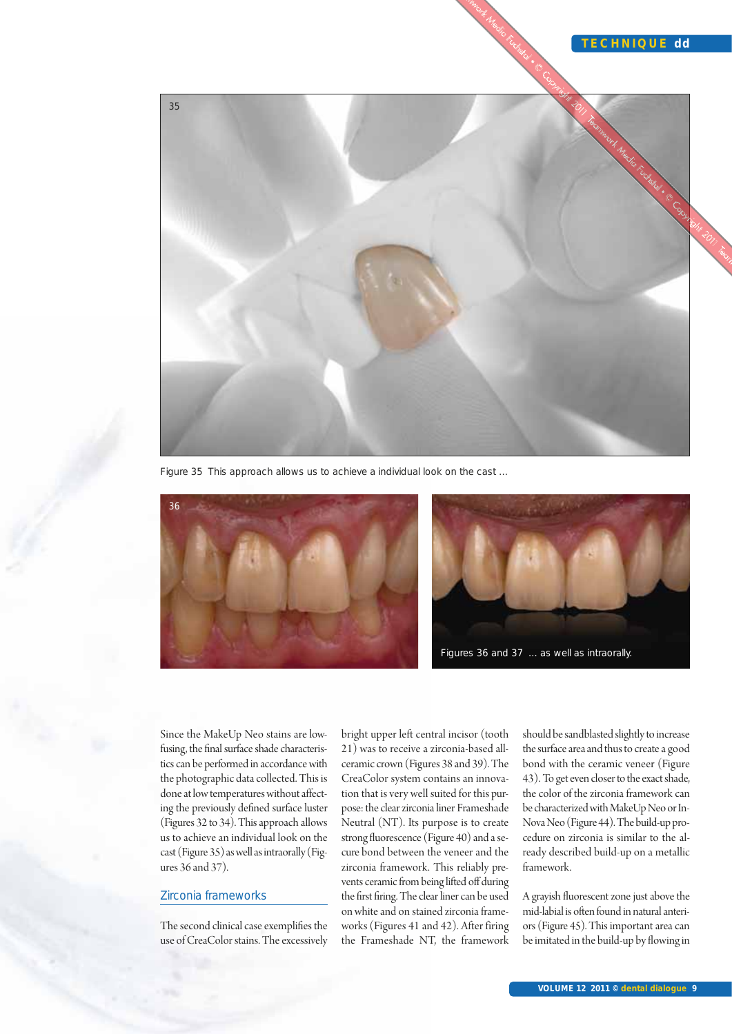Figure 35 This approach allows us to achieve a individual look on the cast ...

Figures 36 and 37 ... as well as intraorally.

Since the MakeUp Neo stains are low-fusing, the final surface shade characteristics can be performed in accordance with the photographic data collected. This is done at low temperatures without affecting the previously defined surface luster (Figures 32 to 34). This approach allows us to achieve an individual look on the cast (Figure 35) as well as intraorally (Figures 36 and 37).

## Zirconia frameworks

The second clinical case exemplifies the use of CreaColor stains. The excessively bright upper left central incisor (tooth 21) was to receive a zirconia-based all-ceramic crown (Figures 38 and 39). The CreaColor system contains an innovation that is very well suited for this purpose: the clear zirconia liner Frameshade Neutral (NT). Its purpose is to create strong fluorescence (Figure 40) and a secure bond between the veneer and the zirconia framework. This reliably prevents ceramic from being lifted off during the first firing. The clear liner can be used on white and on stained zirconia frameworks (Figures 41 and 42). After firing the Frameshade NT, the framework should be sandblasted slightly to increase the surface area and thus to create a good bond with the ceramic veneer (Figure 43). To get even closer to the exact shade, the color of the zirconia framework can be characterized with MakeUp Neo or In-Nova Neo (Figure 44). The build-up procedure on zirconia is similar to the already described build-up on a metallic framework.

A grayish fluorescent zone just above the mid-labial is often found in natural anteriors (Figure 45). This important area can be imitated in the build-up by flowing in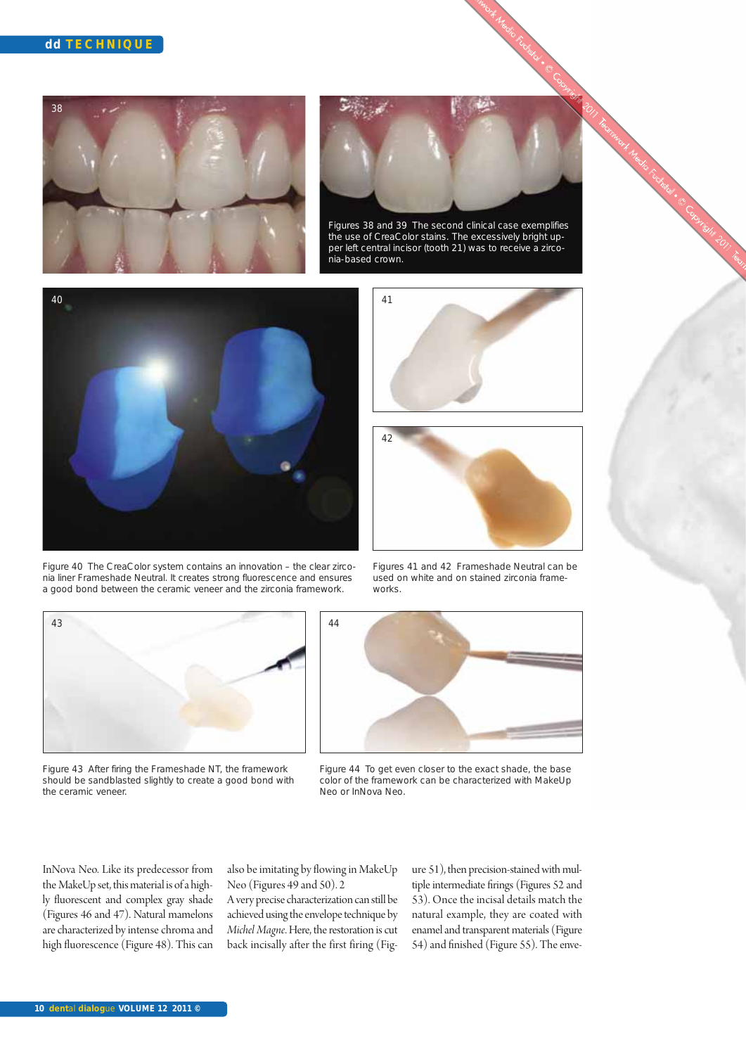Figures 38 and 39 The second clinical case exemplifies the use of CreaColor stains. The excessively bright upper left central incisor (tooth 21) was to receive a zirconia-based crown.

Figure 40 The CreaColor system contains an innovation – the clear zirconia liner Frameshade Neutral. It creates strong fluorescence and ensures a good bond between the ceramic veneer and the zirconia framework.

Figures 41 and 42 Frameshade Neutral can be used on white and on stained zirconia frameworks.

Figure 43 After firing the Frameshade NT, the framework should be sandblasted slightly to create a good bond with the ceramic veneer.

Figure 44 To get even closer to the exact shade, the base color of the framework can be characterized with MakeUp Neo or InNova Neo.

InNova Neo. Like its predecessor from the MakeUp set, this material is of a highly fluorescent and complex gray shade (Figures 46 and 47). Natural mamelons are characterized by intense chroma and high fluorescence (Figure 48). This can also be imitating by flowing in MakeUp Neo (Figures 49 and 50). 2
A very precise characterization can still be achieved using the envelope technique by *Michel Magne*. Here, the restoration is cut back incisally after the first firing (Figure 51), then precision-stained with multiple intermediate firings (Figures 52 and 53). Once the incisal details match the natural example, they are coated with enamel and transparent materials (Figure 54) and finished (Figure 55). The enve-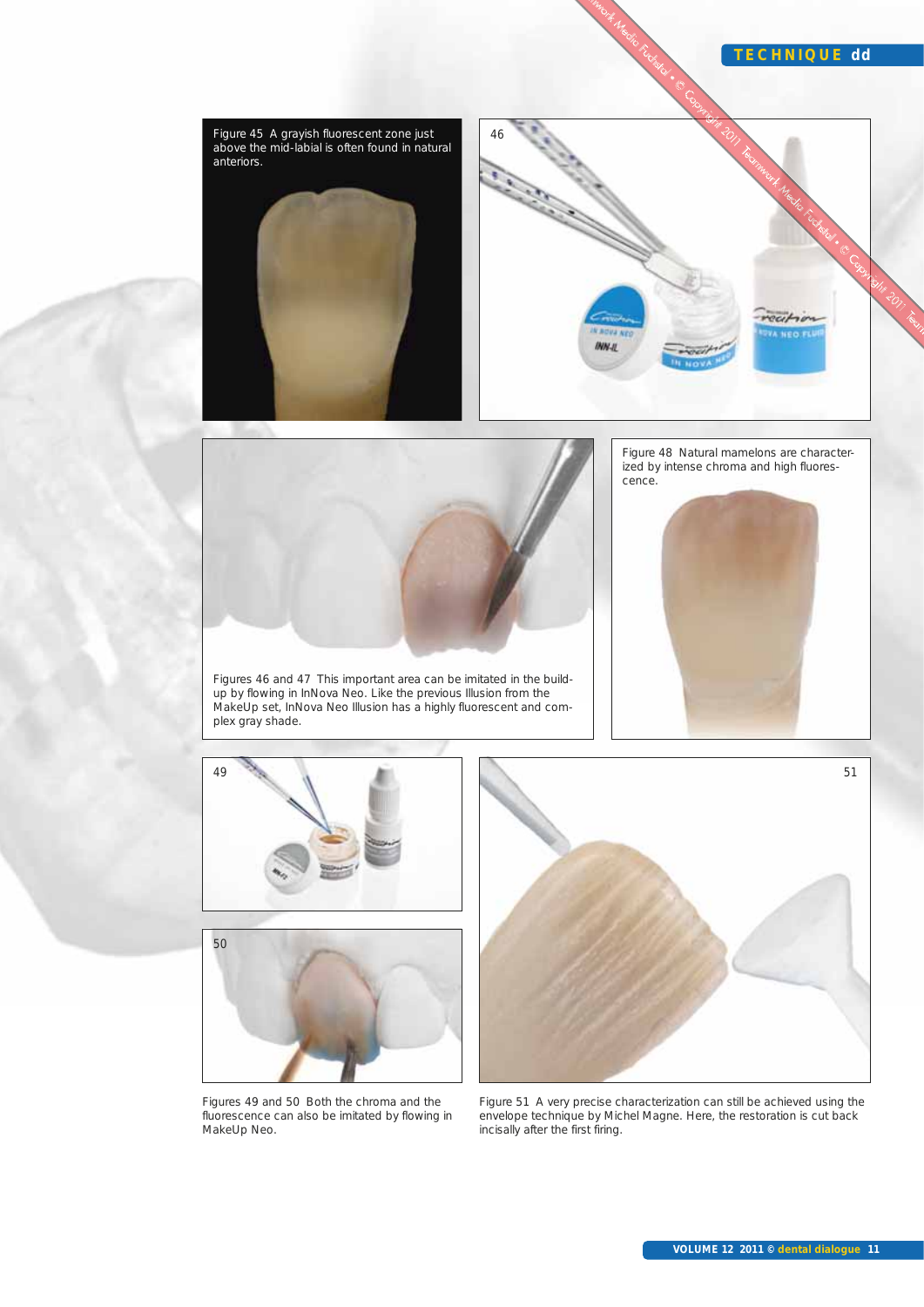Figure 45 A grayish fluorescent zone just above the mid-labial is often found in natural anteriors.

Figures 46 and 47 This important area can be imitated in the build-up by flowing in InNova Neo. Like the previous Illusion from the MakeUp set, InNova Neo Illusion has a highly fluorescent and complex gray shade.

Figure 48 Natural mamelons are characterized by intense chroma and high fluorescence.

Figures 49 and 50 Both the chroma and the fluorescence can also be imitated by flowing in MakeUp Neo.

Figure 51 A very precise characterization can still be achieved using the envelope technique by Michel Magne. Here, the restoration is cut back incisally after the first firing.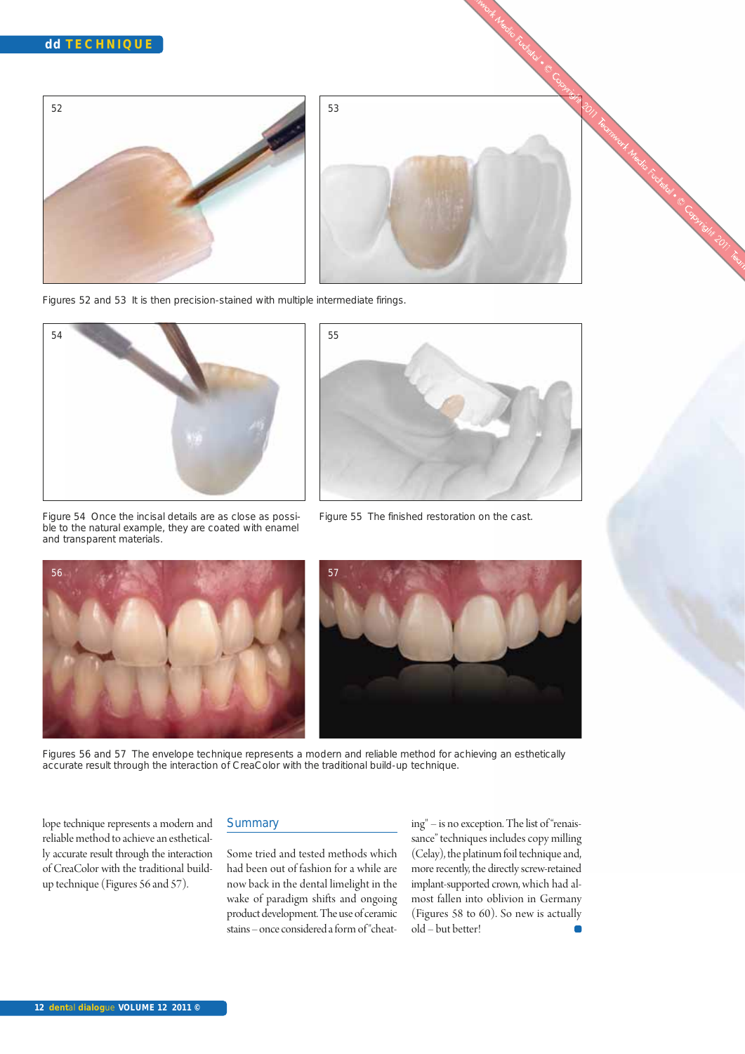Figures 52 and 53  It is then precision-stained with multiple intermediate firings.

Figure 54  Once the incisal details are as close as possible to the natural example, they are coated with enamel and transparent materials.

Figure 55  The finished restoration on the cast.

Figures 56 and 57  The envelope technique represents a modern and reliable method for achieving an esthetically accurate result through the interaction of CreaColor with the traditional build-up technique.

lope technique represents a modern and reliable method to achieve an esthetically accurate result through the interaction of CreaColor with the traditional build-up technique (Figures 56 and 57).

## Summary

Some tried and tested methods which had been out of fashion for a while are now back in the dental limelight in the wake of paradigm shifts and ongoing product development. The use of ceramic stains – once considered a form of "cheating" – is no exception. The list of "renaissance" techniques includes copy milling (Celay), the platinum foil technique and, more recently, the directly screw-retained implant-supported crown, which had almost fallen into oblivion in Germany (Figures 58 to 60). So new is actually old – but better!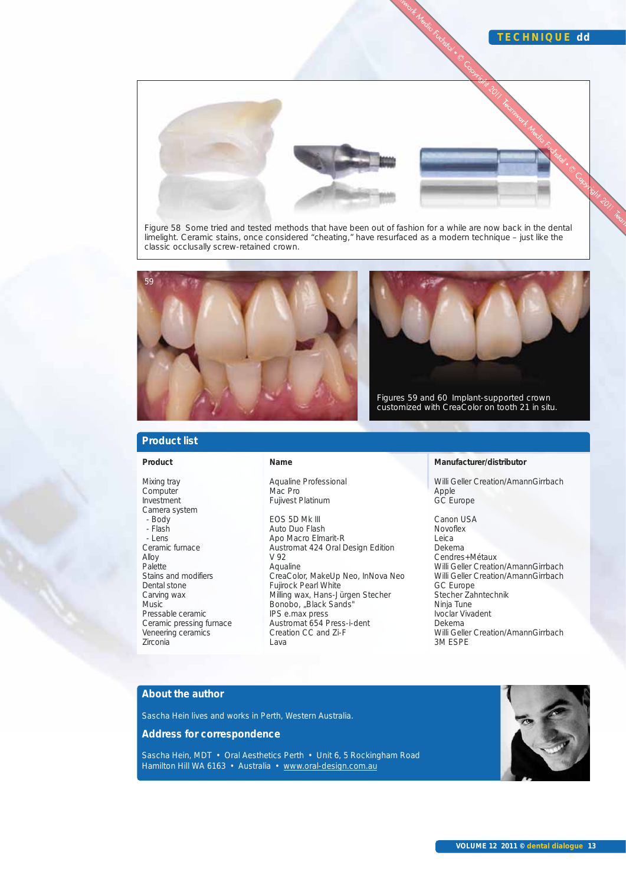Figure 58 Some tried and tested methods that have been out of fashion for a while are now back in the dental limelight. Ceramic stains, once considered "cheating," have resurfaced as a modern technique – just like the classic occlusally screw-retained crown.

Figures 59 and 60 Implant-supported crown customized with CreaColor on tooth 21 in situ.

## Product list

| Product | Name | Manufacturer/distributor |
|---|---|---|
| Mixing tray | Aqualine Professional | Willi Geller Creation/AmannGirrbach |
| Computer | Mac Pro | Apple |
| Investment | Fujivest Platinum | GC Europe |
| Camera system | | |
| - Body | EOS 5D Mk III | Canon USA |
| - Flash | Auto Duo Flash | Novoflex |
| - Lens | Apo Macro Elmarit-R | Leica |
| Ceramic furnace | Austromat 424 Oral Design Edition | Dekema |
| Alloy | V 92 | Cendres+Métaux |
| Palette | Aqualine | Willi Geller Creation/AmannGirrbach |
| Stains and modifiers | CreaColor, MakeUp Neo, InNova Neo | Willi Geller Creation/AmannGirrbach |
| Dental stone | Fujirock Pearl White | GC Europe |
| Carving wax | Milling wax, Hans-Jürgen Stecher | Stecher Zahntechnik |
| Music | Bonobo, „Black Sands" | Ninja Tune |
| Pressable ceramic | IPS e.max press | Ivoclar Vivadent |
| Ceramic pressing furnace | Austromat 654 Press-i-dent | Dekema |
| Veneering ceramics | Creation CC and Zi-F | Willi Geller Creation/AmannGirrbach |
| Zirconia | Lava | 3M ESPE |

## About the author

Sascha Hein lives and works in Perth, Western Australia.

## Address for correspondence

Sascha Hein, MDT • Oral Aesthetics Perth • Unit 6, 5 Rockingham Road
Hamilton Hill WA 6163 • Australia • www.oral-design.com.au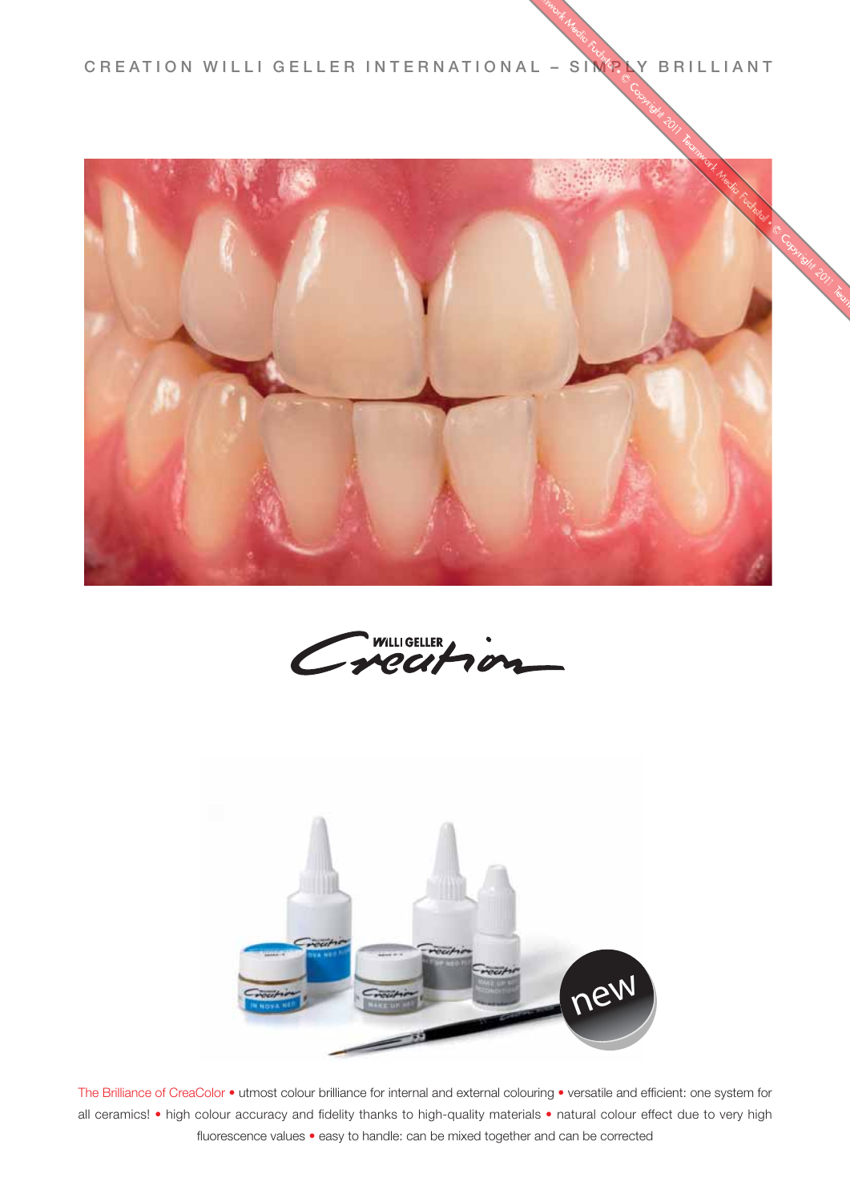CREATION WILLI GELLER INTERNATIONAL – SIMPLY BRILLIANT

The Brilliance of CreaColor • utmost colour brilliance for internal and external colouring • versatile and efficient: one system for all ceramics! • high colour accuracy and fidelity thanks to high-quality materials • natural colour effect due to very high fluorescence values • easy to handle: can be mixed together and can be corrected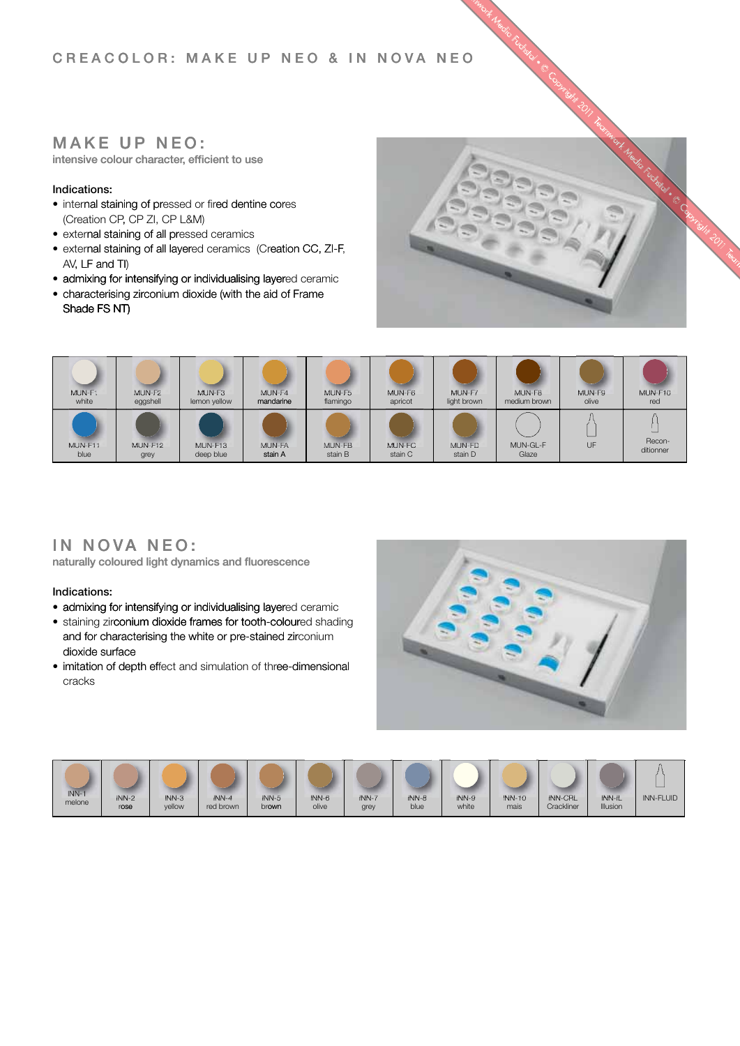# CREACOLOR: MAKE UP NEO & IN NOVA NEO

## MAKE UP NEO:

**intensive colour character, efficient to use**

**Indications:**

- internal staining of pressed or fired dentine cores (Creation CP, CP ZI, CP L&M)
- external staining of all pressed ceramics
- external staining of all layered ceramics (Creation CC, ZI-F, AV, LF and TI)
- admixing for intensifying or individualising layered ceramic
- characterising zirconium dioxide (with the aid of Frame Shade FS NT)

| MUN-F1 white | MUN-F2 eggshell | MUN-F3 lemon yellow | MUN-F4 mandarine | MUN-F5 flamingo | MUN-F6 apricot | MUN-F7 light brown | MUN-F8 medium brown | MUN-F9 olive | MUN-F10 red |
|---|---|---|---|---|---|---|---|---|---|
| MUN-F11 blue | MUN-F12 grey | MUN-F13 deep blue | MUN-FA stain A | MUN-FB stain B | MUN-FC stain C | MUN-FD stain D | MUN-GL-F Glaze | UF | Recon-ditionner |

## IN NOVA NEO:

**naturally coloured light dynamics and fluorescence**

**Indications:**

- admixing for intensifying or individualising layered ceramic
- staining zirconium dioxide frames for tooth-coloured shading and for characterising the white or pre-stained zirconium dioxide surface
- imitation of depth effect and simulation of three-dimensional cracks

| INN-1 melone | INN-2 rose | INN-3 yellow | INN-4 red brown | INN-5 brown | INN-6 olive | INN-7 grey | INN-8 blue | INN-9 white | INN-10 mais | INN-CRL Crackliner | INN-IL Illusion | INN-FLUID |
|---|---|---|---|---|---|---|---|---|---|---|---|---|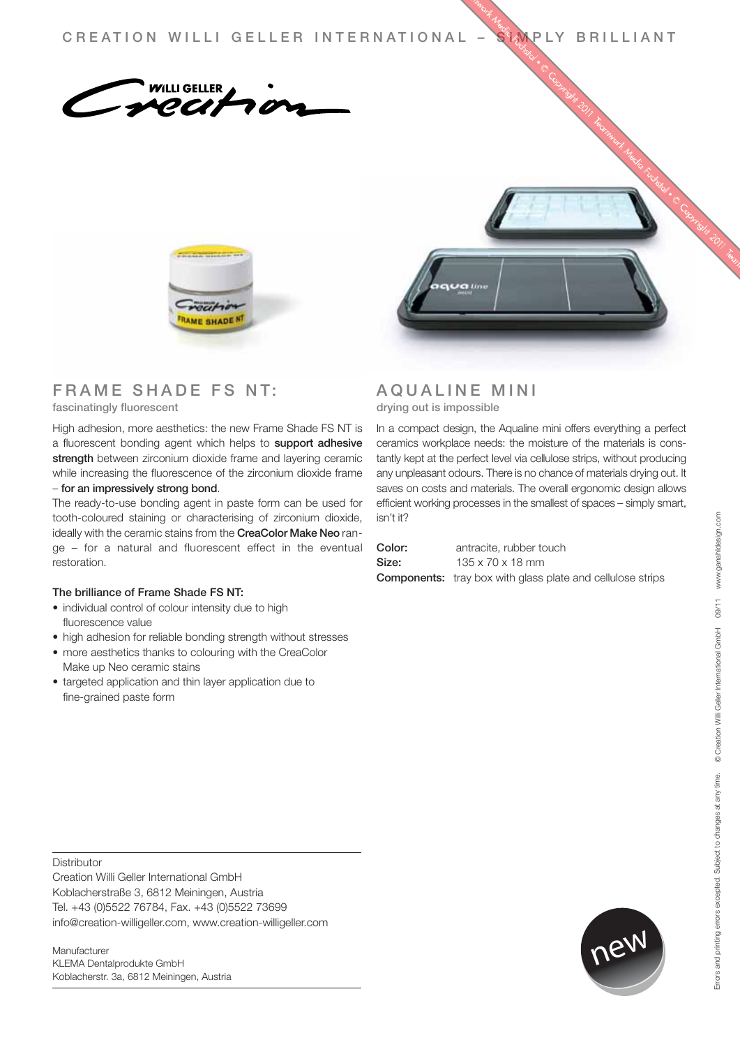CREATION WILLI GELLER INTERNATIONAL – SIMPLY BRILLIANT

## FRAME SHADE FS NT:

fascinatingly fluorescent

High adhesion, more aesthetics: the new Frame Shade FS NT is a fluorescent bonding agent which helps to **support adhesive strength** between zirconium dioxide frame and layering ceramic while increasing the fluorescence of the zirconium dioxide frame – **for an impressively strong bond**.

The ready-to-use bonding agent in paste form can be used for tooth-coloured staining or characterising of zirconium dioxide, ideally with the ceramic stains from the **CreaColor Make Neo** range – for a natural and fluorescent effect in the eventual restoration.

**The brilliance of Frame Shade FS NT:**

- individual control of colour intensity due to high fluorescence value
- high adhesion for reliable bonding strength without stresses
- more aesthetics thanks to colouring with the CreaColor Make up Neo ceramic stains
- targeted application and thin layer application due to fine-grained paste form

## AQUALINE MINI

drying out is impossible

In a compact design, the Aqualine mini offers everything a perfect ceramics workplace needs: the moisture of the materials is constantly kept at the perfect level via cellulose strips, without producing any unpleasant odours. There is no chance of materials drying out. It saves on costs and materials. The overall ergonomic design allows efficient working processes in the smallest of spaces – simply smart, isn't it?

| | |
|---|---|
| **Color:** | antracite, rubber touch |
| **Size:** | 135 x 70 x 18 mm |
| **Components:** | tray box with glass plate and cellulose strips |

Distributor
Creation Willi Geller International GmbH
Koblacherstraße 3, 6812 Meiningen, Austria
Tel. +43 (0)5522 76784, Fax. +43 (0)5522 73699
info@creation-willigeller.com, www.creation-willigeller.com

Manufacturer
KLEMA Dentalprodukte GmbH
Koblacherstr. 3a, 6812 Meiningen, Austria

new

Errors and printing errors excepted. Subject to changes at any time. © Creation Willi Geller International GmbH 09/11 www.ganahldesign.com